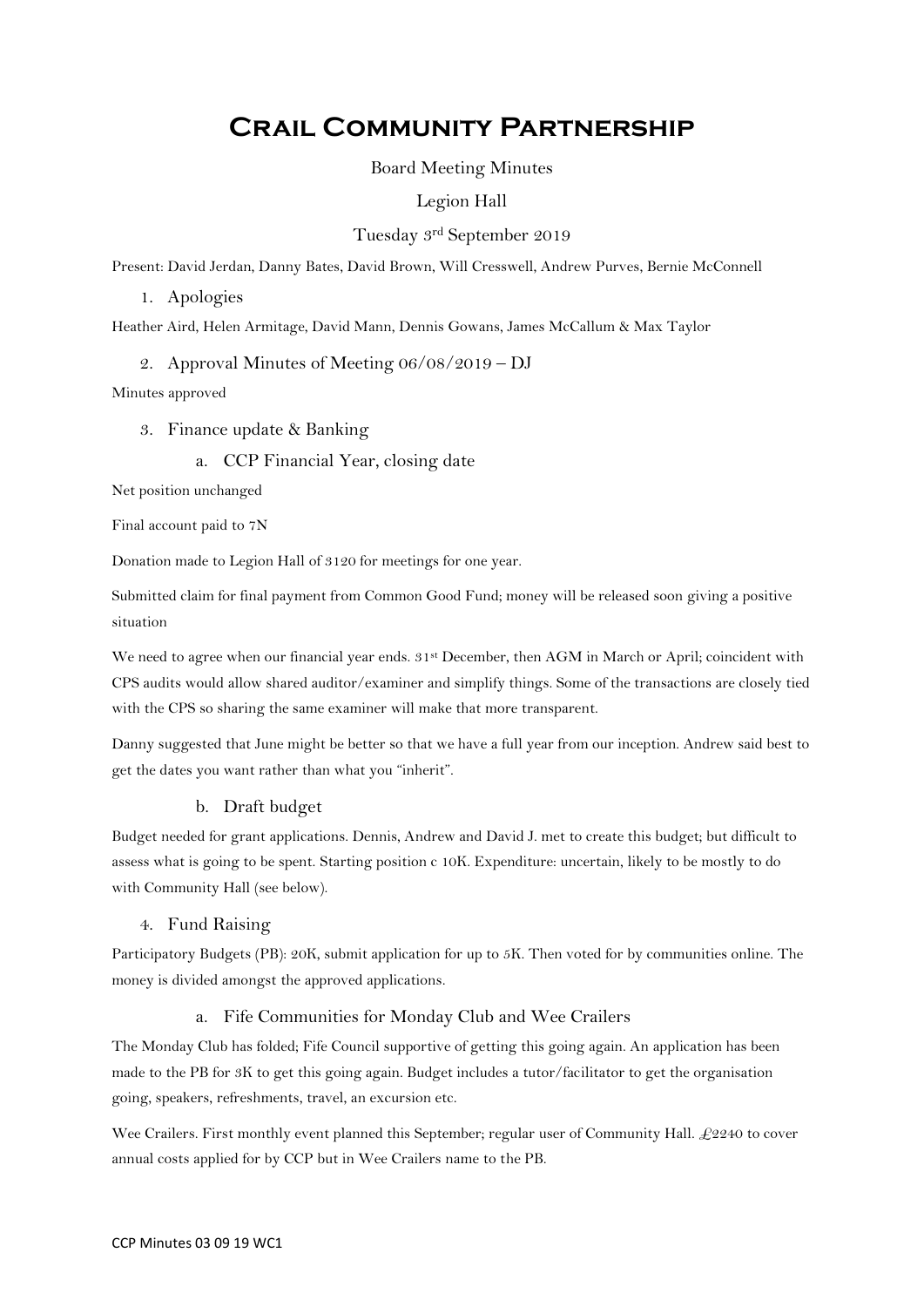# Crail Community Partnership

Board Meeting Minutes

Legion Hall

Tuesday 3rd September 2019

Present: David Jerdan, Danny Bates, David Brown, Will Cresswell, Andrew Purves, Bernie McConnell

1. Apologies

Heather Aird, Helen Armitage, David Mann, Dennis Gowans, James McCallum & Max Taylor

2. Approval Minutes of Meeting 06/08/2019 – DJ

Minutes approved

3. Finance update & Banking

   a. CCP Financial Year, closing date

Net position unchanged

Final account paid to 7N

Donation made to Legion Hall of 3120 for meetings for one year.

Submitted claim for final payment from Common Good Fund; money will be released soon giving a positive situation

We need to agree when our financial year ends. 31st December, then AGM in March or April; coincident with CPS audits would allow shared auditor/examiner and simplify things. Some of the transactions are closely tied with the CPS so sharing the same examiner will make that more transparent.

Danny suggested that June might be better so that we have a full year from our inception. Andrew said best to get the dates you want rather than what you "inherit".

   b. Draft budget

Budget needed for grant applications. Dennis, Andrew and David J. met to create this budget; but difficult to assess what is going to be spent. Starting position c 10K. Expenditure: uncertain, likely to be mostly to do with Community Hall (see below).

4. Fund Raising

Participatory Budgets (PB): 20K, submit application for up to 5K. Then voted for by communities online. The money is divided amongst the approved applications.

   a. Fife Communities for Monday Club and Wee Crailers

The Monday Club has folded; Fife Council supportive of getting this going again. An application has been made to the PB for 3K to get this going again. Budget includes a tutor/facilitator to get the organisation going, speakers, refreshments, travel, an excursion etc.

Wee Crailers. First monthly event planned this September; regular user of Community Hall. £2240 to cover annual costs applied for by CCP but in Wee Crailers name to the PB.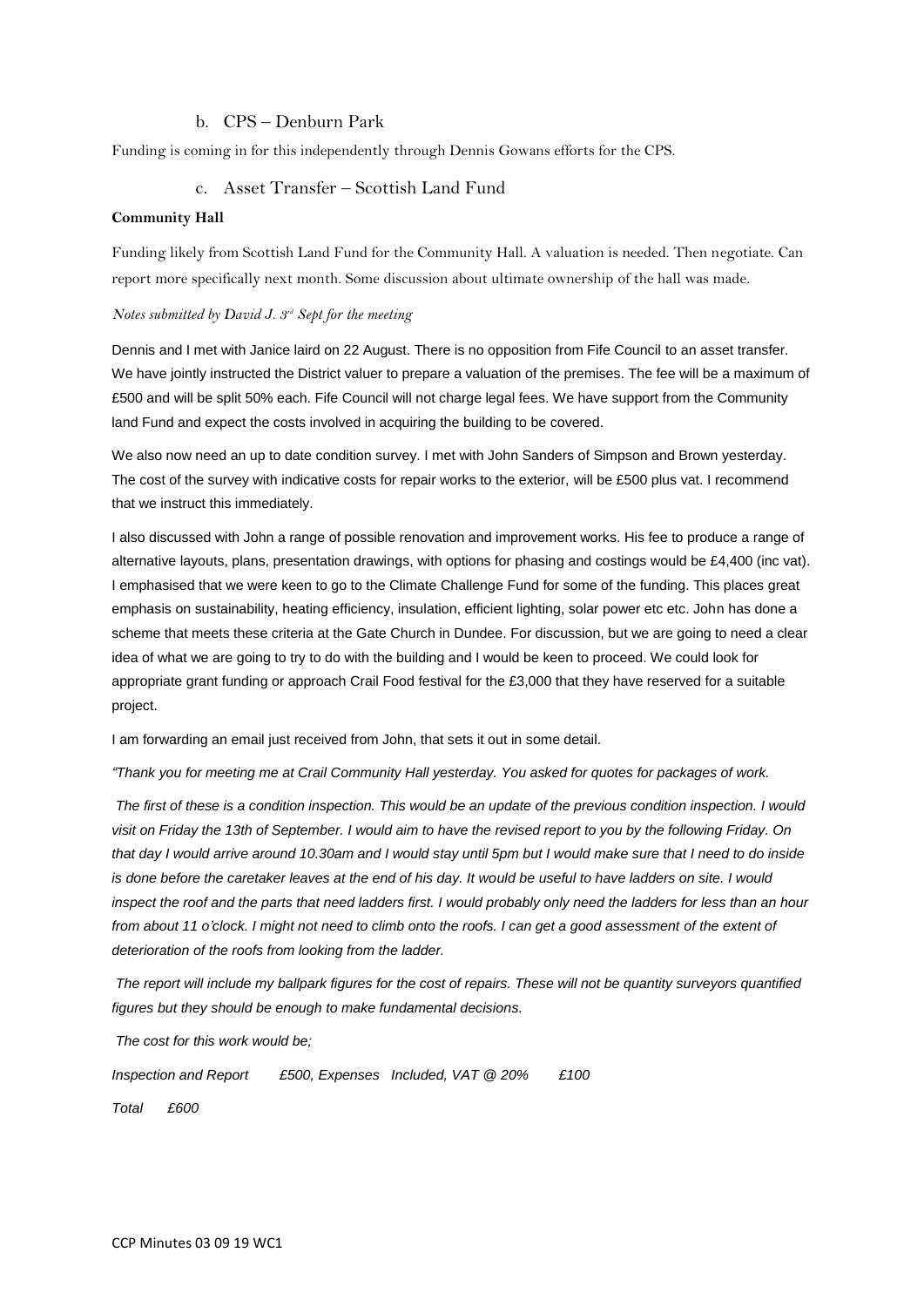### b. CPS – Denburn Park

Funding is coming in for this independently through Dennis Gowans efforts for the CPS.

### c. Asset Transfer – Scottish Land Fund

**Community Hall**

Funding likely from Scottish Land Fund for the Community Hall. A valuation is needed. Then negotiate. Can report more specifically next month. Some discussion about ultimate ownership of the hall was made.

*Notes submitted by David J. 3rd Sept for the meeting*

Dennis and I met with Janice laird on 22 August. There is no opposition from Fife Council to an asset transfer. We have jointly instructed the District valuer to prepare a valuation of the premises. The fee will be a maximum of £500 and will be split 50% each. Fife Council will not charge legal fees. We have support from the Community land Fund and expect the costs involved in acquiring the building to be covered.

We also now need an up to date condition survey. I met with John Sanders of Simpson and Brown yesterday. The cost of the survey with indicative costs for repair works to the exterior, will be £500 plus vat. I recommend that we instruct this immediately.

I also discussed with John a range of possible renovation and improvement works. His fee to produce a range of alternative layouts, plans, presentation drawings, with options for phasing and costings would be £4,400 (inc vat). I emphasised that we were keen to go to the Climate Challenge Fund for some of the funding. This places great emphasis on sustainability, heating efficiency, insulation, efficient lighting, solar power etc etc. John has done a scheme that meets these criteria at the Gate Church in Dundee. For discussion, but we are going to need a clear idea of what we are going to try to do with the building and I would be keen to proceed. We could look for appropriate grant funding or approach Crail Food festival for the £3,000 that they have reserved for a suitable project.

I am forwarding an email just received from John, that sets it out in some detail.

*"Thank you for meeting me at Crail Community Hall yesterday. You asked for quotes for packages of work.*

*The first of these is a condition inspection. This would be an update of the previous condition inspection. I would visit on Friday the 13th of September. I would aim to have the revised report to you by the following Friday. On that day I would arrive around 10.30am and I would stay until 5pm but I would make sure that I need to do inside is done before the caretaker leaves at the end of his day. It would be useful to have ladders on site. I would inspect the roof and the parts that need ladders first. I would probably only need the ladders for less than an hour from about 11 o'clock. I might not need to climb onto the roofs. I can get a good assessment of the extent of deterioration of the roofs from looking from the ladder.*

*The report will include my ballpark figures for the cost of repairs. These will not be quantity surveyors quantified figures but they should be enough to make fundamental decisions.*

*The cost for this work would be;*

*Inspection and Report £500, Expenses Included, VAT @ 20% £100*

*Total £600*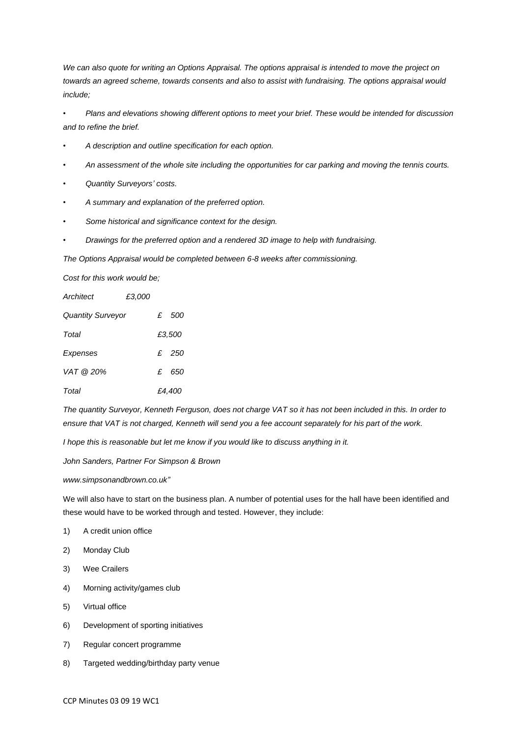*We can also quote for writing an Options Appraisal. The options appraisal is intended to move the project on towards an agreed scheme, towards consents and also to assist with fundraising. The options appraisal would include;*

- *Plans and elevations showing different options to meet your brief. These would be intended for discussion and to refine the brief.*
- *A description and outline specification for each option.*
- *An assessment of the whole site including the opportunities for car parking and moving the tennis courts.*
- *Quantity Surveyors' costs.*
- *A summary and explanation of the preferred option.*
- *Some historical and significance context for the design.*
- *Drawings for the preferred option and a rendered 3D image to help with fundraising.*

*The Options Appraisal would be completed between 6-8 weeks after commissioning.*

*Cost for this work would be;*

| | |
|---|---|
| *Architect* | *£3,000* |
| *Quantity Surveyor* | *£ 500* |
| *Total* | *£3,500* |
| *Expenses* | *£ 250* |
| *VAT @ 20%* | *£ 650* |
| *Total* | *£4,400* |

*The quantity Surveyor, Kenneth Ferguson, does not charge VAT so it has not been included in this. In order to ensure that VAT is not charged, Kenneth will send you a fee account separately for his part of the work.*

*I hope this is reasonable but let me know if you would like to discuss anything in it.*

*John Sanders, Partner For Simpson & Brown*

*www.simpsonandbrown.co.uk"*

We will also have to start on the business plan. A number of potential uses for the hall have been identified and these would have to be worked through and tested. However, they include:

1) A credit union office
2) Monday Club
3) Wee Crailers
4) Morning activity/games club
5) Virtual office
6) Development of sporting initiatives
7) Regular concert programme
8) Targeted wedding/birthday party venue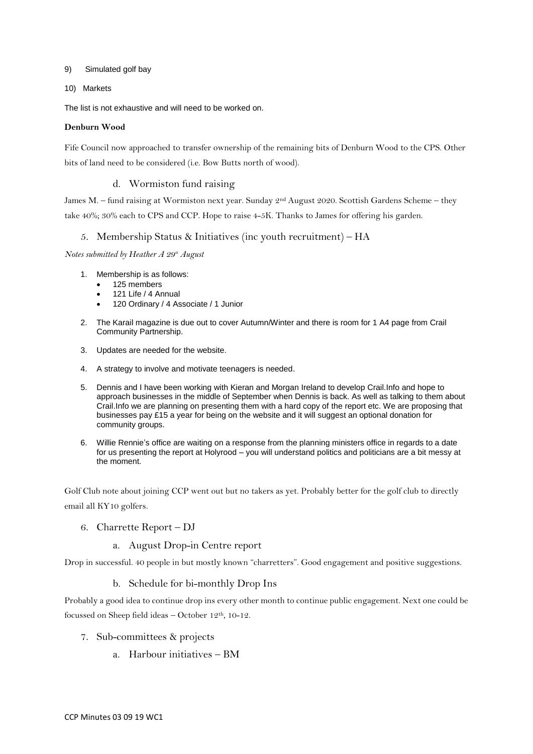9) Simulated golf bay

10) Markets

The list is not exhaustive and will need to be worked on.

**Denburn Wood**

Fife Council now approached to transfer ownership of the remaining bits of Denburn Wood to the CPS. Other bits of land need to be considered (i.e. Bow Butts north of wood).

### d. Wormiston fund raising

James M. – fund raising at Wormiston next year. Sunday 2nd August 2020. Scottish Gardens Scheme – they take 40%; 30% each to CPS and CCP. Hope to raise 4-5K. Thanks to James for offering his garden.

## 5. Membership Status & Initiatives (inc youth recruitment) – HA

*Notes submitted by Heather A 29th August*

1. Membership is as follows:
   - 125 members
   - 121 Life / 4 Annual
   - 120 Ordinary / 4 Associate / 1 Junior
2. The Karail magazine is due out to cover Autumn/Winter and there is room for 1 A4 page from Crail Community Partnership.
3. Updates are needed for the website.
4. A strategy to involve and motivate teenagers is needed.
5. Dennis and I have been working with Kieran and Morgan Ireland to develop Crail.Info and hope to approach businesses in the middle of September when Dennis is back. As well as talking to them about Crail.Info we are planning on presenting them with a hard copy of the report etc. We are proposing that businesses pay £15 a year for being on the website and it will suggest an optional donation for community groups.
6. Willie Rennie's office are waiting on a response from the planning ministers office in regards to a date for us presenting the report at Holyrood – you will understand politics and politicians are a bit messy at the moment.

Golf Club note about joining CCP went out but no takers as yet. Probably better for the golf club to directly email all KY10 golfers.

## 6. Charrette Report – DJ

### a. August Drop-in Centre report

Drop in successful. 40 people in but mostly known "charretters". Good engagement and positive suggestions.

### b. Schedule for bi-monthly Drop Ins

Probably a good idea to continue drop ins every other month to continue public engagement. Next one could be focussed on Sheep field ideas – October 12th, 10-12.

## 7. Sub-committees & projects

### a. Harbour initiatives – BM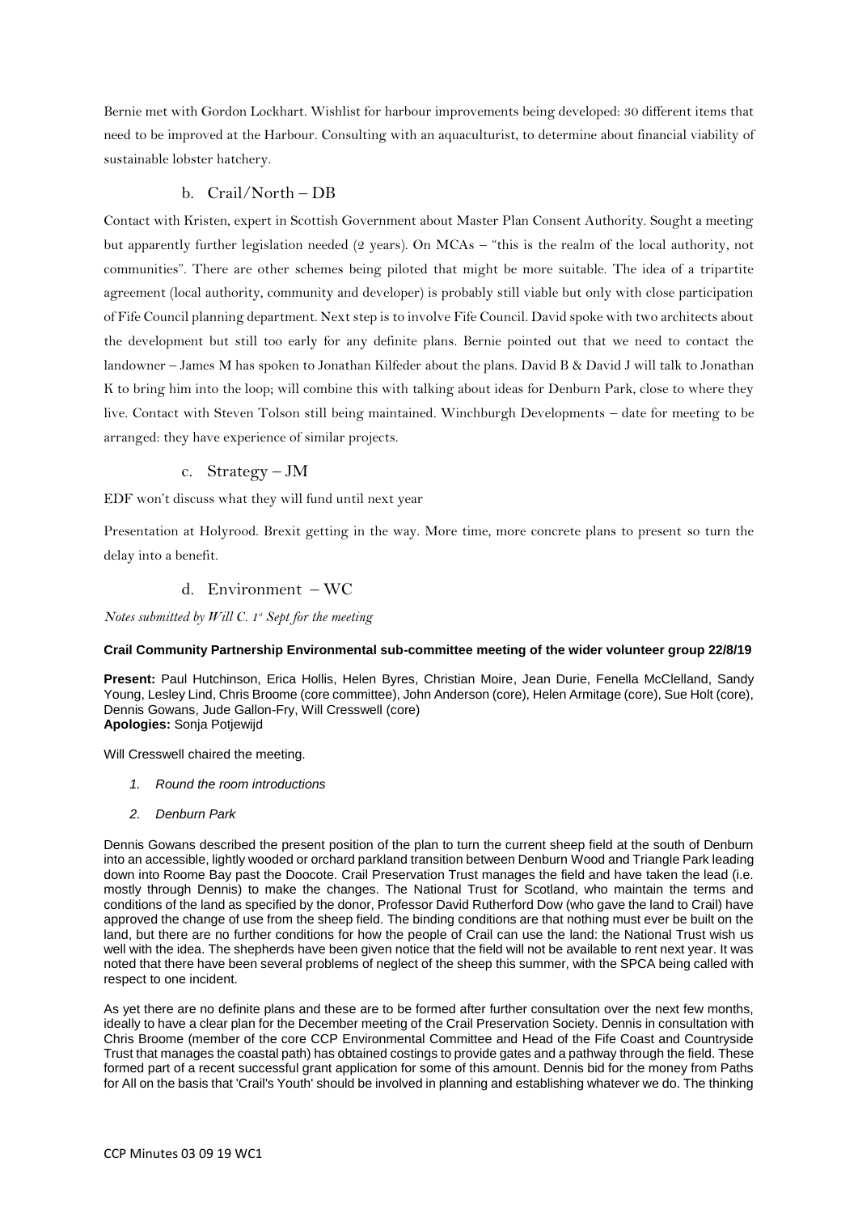Bernie met with Gordon Lockhart. Wishlist for harbour improvements being developed: 30 different items that need to be improved at the Harbour. Consulting with an aquaculturist, to determine about financial viability of sustainable lobster hatchery.

### b. Crail/North – DB

Contact with Kristen, expert in Scottish Government about Master Plan Consent Authority. Sought a meeting but apparently further legislation needed (2 years). On MCAs – "this is the realm of the local authority, not communities". There are other schemes being piloted that might be more suitable. The idea of a tripartite agreement (local authority, community and developer) is probably still viable but only with close participation of Fife Council planning department. Next step is to involve Fife Council. David spoke with two architects about the development but still too early for any definite plans. Bernie pointed out that we need to contact the landowner – James M has spoken to Jonathan Kilfeder about the plans. David B & David J will talk to Jonathan K to bring him into the loop; will combine this with talking about ideas for Denburn Park, close to where they live. Contact with Steven Tolson still being maintained. Winchburgh Developments – date for meeting to be arranged: they have experience of similar projects.

### c. Strategy – JM

EDF won't discuss what they will fund until next year

Presentation at Holyrood. Brexit getting in the way. More time, more concrete plans to present so turn the delay into a benefit.

### d. Environment – WC

*Notes submitted by Will C. 1st Sept for the meeting*

**Crail Community Partnership Environmental sub-committee meeting of the wider volunteer group 22/8/19**

**Present:** Paul Hutchinson, Erica Hollis, Helen Byres, Christian Moire, Jean Durie, Fenella McClelland, Sandy Young, Lesley Lind, Chris Broome (core committee), John Anderson (core), Helen Armitage (core), Sue Holt (core), Dennis Gowans, Jude Gallon-Fry, Will Cresswell (core)
**Apologies:** Sonja Potjewijd

Will Cresswell chaired the meeting.

1. *Round the room introductions*
2. *Denburn Park*

Dennis Gowans described the present position of the plan to turn the current sheep field at the south of Denburn into an accessible, lightly wooded or orchard parkland transition between Denburn Wood and Triangle Park leading down into Roome Bay past the Doocote. Crail Preservation Trust manages the field and have taken the lead (i.e. mostly through Dennis) to make the changes. The National Trust for Scotland, who maintain the terms and conditions of the land as specified by the donor, Professor David Rutherford Dow (who gave the land to Crail) have approved the change of use from the sheep field. The binding conditions are that nothing must ever be built on the land, but there are no further conditions for how the people of Crail can use the land: the National Trust wish us well with the idea. The shepherds have been given notice that the field will not be available to rent next year. It was noted that there have been several problems of neglect of the sheep this summer, with the SPCA being called with respect to one incident.

As yet there are no definite plans and these are to be formed after further consultation over the next few months, ideally to have a clear plan for the December meeting of the Crail Preservation Society. Dennis in consultation with Chris Broome (member of the core CCP Environmental Committee and Head of the Fife Coast and Countryside Trust that manages the coastal path) has obtained costings to provide gates and a pathway through the field. These formed part of a recent successful grant application for some of this amount. Dennis bid for the money from Paths for All on the basis that 'Crail's Youth' should be involved in planning and establishing whatever we do. The thinking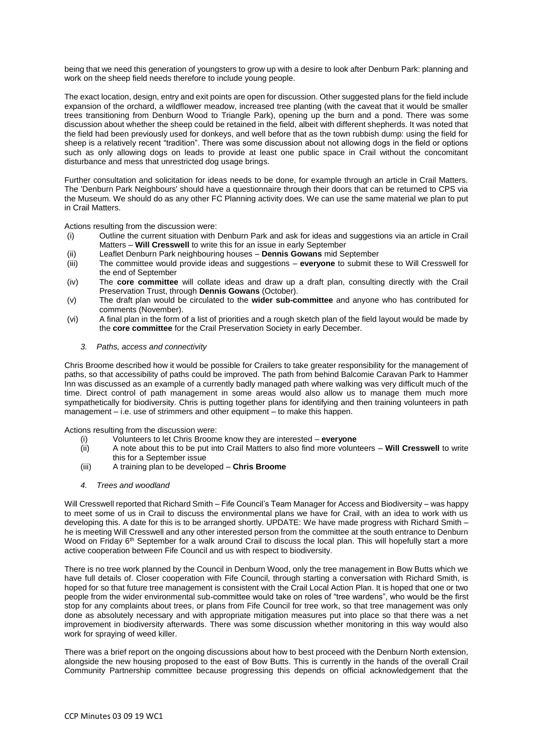being that we need this generation of youngsters to grow up with a desire to look after Denburn Park: planning and work on the sheep field needs therefore to include young people.

The exact location, design, entry and exit points are open for discussion. Other suggested plans for the field include expansion of the orchard, a wildflower meadow, increased tree planting (with the caveat that it would be smaller trees transitioning from Denburn Wood to Triangle Park), opening up the burn and a pond. There was some discussion about whether the sheep could be retained in the field, albeit with different shepherds. It was noted that the field had been previously used for donkeys, and well before that as the town rubbish dump: using the field for sheep is a relatively recent "tradition". There was some discussion about not allowing dogs in the field or options such as only allowing dogs on leads to provide at least one public space in Crail without the concomitant disturbance and mess that unrestricted dog usage brings.

Further consultation and solicitation for ideas needs to be done, for example through an article in Crail Matters. The 'Denburn Park Neighbours' should have a questionnaire through their doors that can be returned to CPS via the Museum. We should do as any other FC Planning activity does. We can use the same material we plan to put in Crail Matters.

Actions resulting from the discussion were:

(i) Outline the current situation with Denburn Park and ask for ideas and suggestions via an article in Crail Matters – **Will Cresswell** to write this for an issue in early September
(ii) Leaflet Denburn Park neighbouring houses – **Dennis Gowans** mid September
(iii) The committee would provide ideas and suggestions – **everyone** to submit these to Will Cresswell for the end of September
(iv) The **core committee** will collate ideas and draw up a draft plan, consulting directly with the Crail Preservation Trust, through **Dennis Gowans** (October).
(v) The draft plan would be circulated to the **wider sub-committee** and anyone who has contributed for comments (November).
(vi) A final plan in the form of a list of priorities and a rough sketch plan of the field layout would be made by the **core committee** for the Crail Preservation Society in early December.

### *3. Paths, access and connectivity*

Chris Broome described how it would be possible for Crailers to take greater responsibility for the management of paths, so that accessibility of paths could be improved. The path from behind Balcomie Caravan Park to Hammer Inn was discussed as an example of a currently badly managed path where walking was very difficult much of the time. Direct control of path management in some areas would also allow us to manage them much more sympathetically for biodiversity. Chris is putting together plans for identifying and then training volunteers in path management – i.e. use of strimmers and other equipment – to make this happen.

Actions resulting from the discussion were:

(i) Volunteers to let Chris Broome know they are interested – **everyone**
(ii) A note about this to be put into Crail Matters to also find more volunteers – **Will Cresswell** to write this for a September issue
(iii) A training plan to be developed – **Chris Broome**

### *4. Trees and woodland*

Will Cresswell reported that Richard Smith – Fife Council's Team Manager for Access and Biodiversity – was happy to meet some of us in Crail to discuss the environmental plans we have for Crail, with an idea to work with us developing this. A date for this is to be arranged shortly. UPDATE: We have made progress with Richard Smith – he is meeting Will Cresswell and any other interested person from the committee at the south entrance to Denburn Wood on Friday 6th September for a walk around Crail to discuss the local plan. This will hopefully start a more active cooperation between Fife Council and us with respect to biodiversity.

There is no tree work planned by the Council in Denburn Wood, only the tree management in Bow Butts which we have full details of. Closer cooperation with Fife Council, through starting a conversation with Richard Smith, is hoped for so that future tree management is consistent with the Crail Local Action Plan. It is hoped that one or two people from the wider environmental sub-committee would take on roles of "tree wardens", who would be the first stop for any complaints about trees, or plans from Fife Council for tree work, so that tree management was only done as absolutely necessary and with appropriate mitigation measures put into place so that there was a net improvement in biodiversity afterwards. There was some discussion whether monitoring in this way would also work for spraying of weed killer.

There was a brief report on the ongoing discussions about how to best proceed with the Denburn North extension, alongside the new housing proposed to the east of Bow Butts. This is currently in the hands of the overall Crail Community Partnership committee because progressing this depends on official acknowledgement that the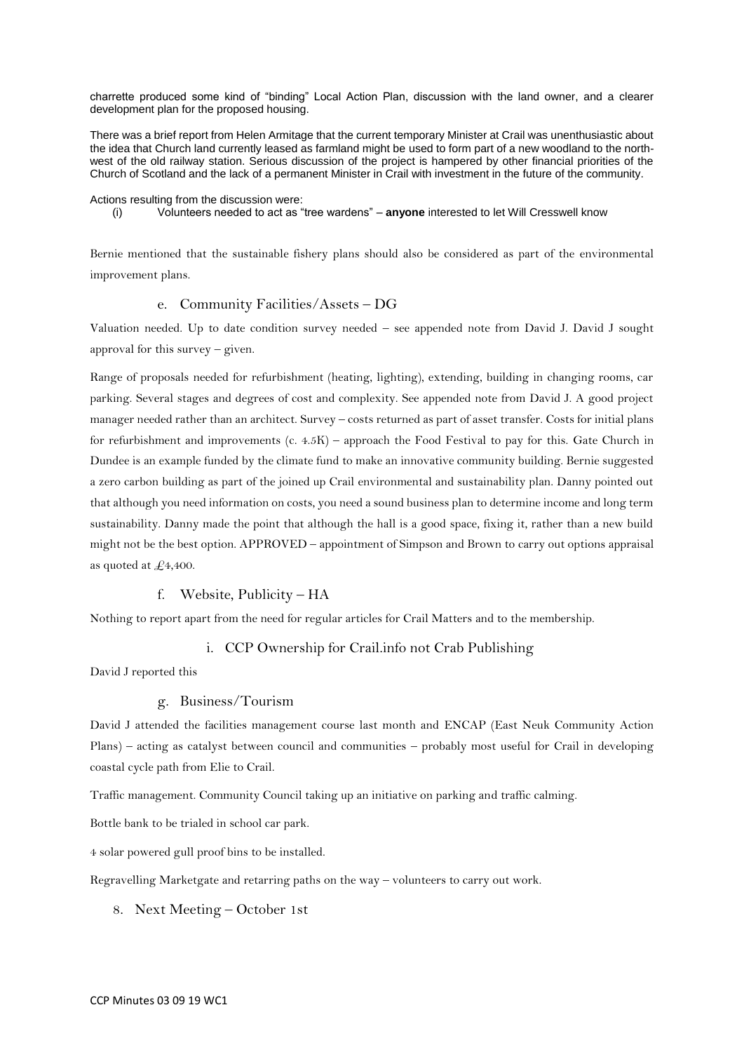charrette produced some kind of "binding" Local Action Plan, discussion with the land owner, and a clearer development plan for the proposed housing.

There was a brief report from Helen Armitage that the current temporary Minister at Crail was unenthusiastic about the idea that Church land currently leased as farmland might be used to form part of a new woodland to the north-west of the old railway station. Serious discussion of the project is hampered by other financial priorities of the Church of Scotland and the lack of a permanent Minister in Crail with investment in the future of the community.

Actions resulting from the discussion were:

(i) Volunteers needed to act as "tree wardens" – **anyone** interested to let Will Cresswell know

Bernie mentioned that the sustainable fishery plans should also be considered as part of the environmental improvement plans.

### e. Community Facilities/Assets – DG

Valuation needed. Up to date condition survey needed – see appended note from David J. David J sought approval for this survey – given.

Range of proposals needed for refurbishment (heating, lighting), extending, building in changing rooms, car parking. Several stages and degrees of cost and complexity. See appended note from David J. A good project manager needed rather than an architect. Survey – costs returned as part of asset transfer. Costs for initial plans for refurbishment and improvements (c. 4.5K) – approach the Food Festival to pay for this. Gate Church in Dundee is an example funded by the climate fund to make an innovative community building. Bernie suggested a zero carbon building as part of the joined up Crail environmental and sustainability plan. Danny pointed out that although you need information on costs, you need a sound business plan to determine income and long term sustainability. Danny made the point that although the hall is a good space, fixing it, rather than a new build might not be the best option. APPROVED – appointment of Simpson and Brown to carry out options appraisal as quoted at £4,400.

### f. Website, Publicity – HA

Nothing to report apart from the need for regular articles for Crail Matters and to the membership.

#### i. CCP Ownership for Crail.info not Crab Publishing

David J reported this

### g. Business/Tourism

David J attended the facilities management course last month and ENCAP (East Neuk Community Action Plans) – acting as catalyst between council and communities – probably most useful for Crail in developing coastal cycle path from Elie to Crail.

Traffic management. Community Council taking up an initiative on parking and traffic calming.

Bottle bank to be trialed in school car park.

4 solar powered gull proof bins to be installed.

Regravelling Marketgate and retarring paths on the way – volunteers to carry out work.

## 8. Next Meeting – October 1st

CCP Minutes 03 09 19 WC1